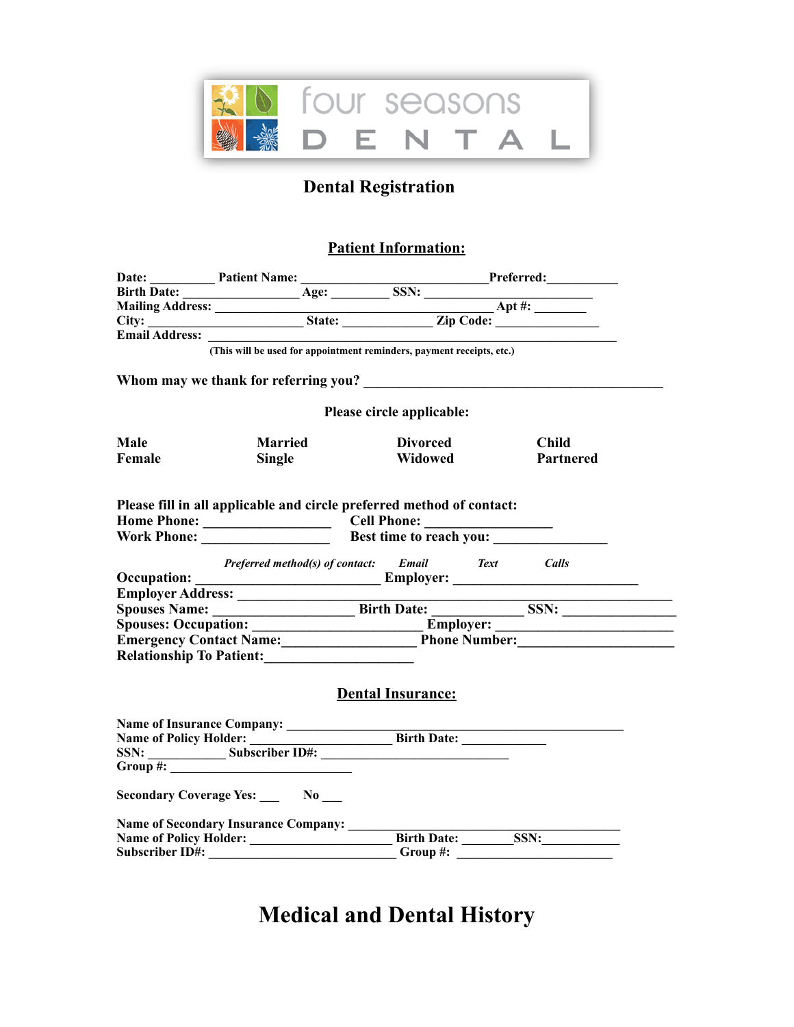four seasons DENTAL

# Dental Registration

## Patient Information:

**Date:** _________ **Patient Name:** ___________________________**Preferred:**__________
**Birth Date:** _________________ **Age:** ________ **SSN:** ________________________
**Mailing Address:** _________________________________________ **Apt #:** ________
**City:** ______________________ **State:** _____________ **Zip Code:** _______________
**Email Address:** ____________________________________________________________

(This will be used for appointment reminders, payment receipts, etc.)

**Whom may we thank for referring you?** ___________________________________________

**Please circle applicable:**

| | | | |
|---|---|---|---|
| **Male** | **Married** | **Divorced** | **Child** |
| **Female** | **Single** | **Widowed** | **Partnered** |

**Please fill in all applicable and circle preferred method of contact:**
**Home Phone:** __________________ **Cell Phone:** _________________
**Work Phone:** __________________ **Best time to reach you:** _______________

***Preferred method(s) of contact:*** ***Email*** ***Text*** ***Calls***

**Occupation:** _________________________ **Employer:** __________________________
**Employer Address:** ____________________________________________________________
**Spouses Name:** ___________________ **Birth Date:** _____________ **SSN:** _______________
**Spouses: Occupation:** _______________________ **Employer:** ________________________
**Emergency Contact Name:**_________________ **Phone Number:**______________________
**Relationship To Patient:**____________________

## Dental Insurance:

**Name of Insurance Company:** _____________________________________________
**Name of Policy Holder:** ____________________ **Birth Date:** ____________
**SSN:** ___________ **Subscriber ID#:** ___________________________
**Group #:** __________________________

**Secondary Coverage Yes:** ___ **No** ___

**Name of Secondary Insurance Company:** ____________________________________
**Name of Policy Holder:** ____________________ **Birth Date:** _______**SSN:**___________
**Subscriber ID#:** __________________________ **Group #:** ______________________

# Medical and Dental History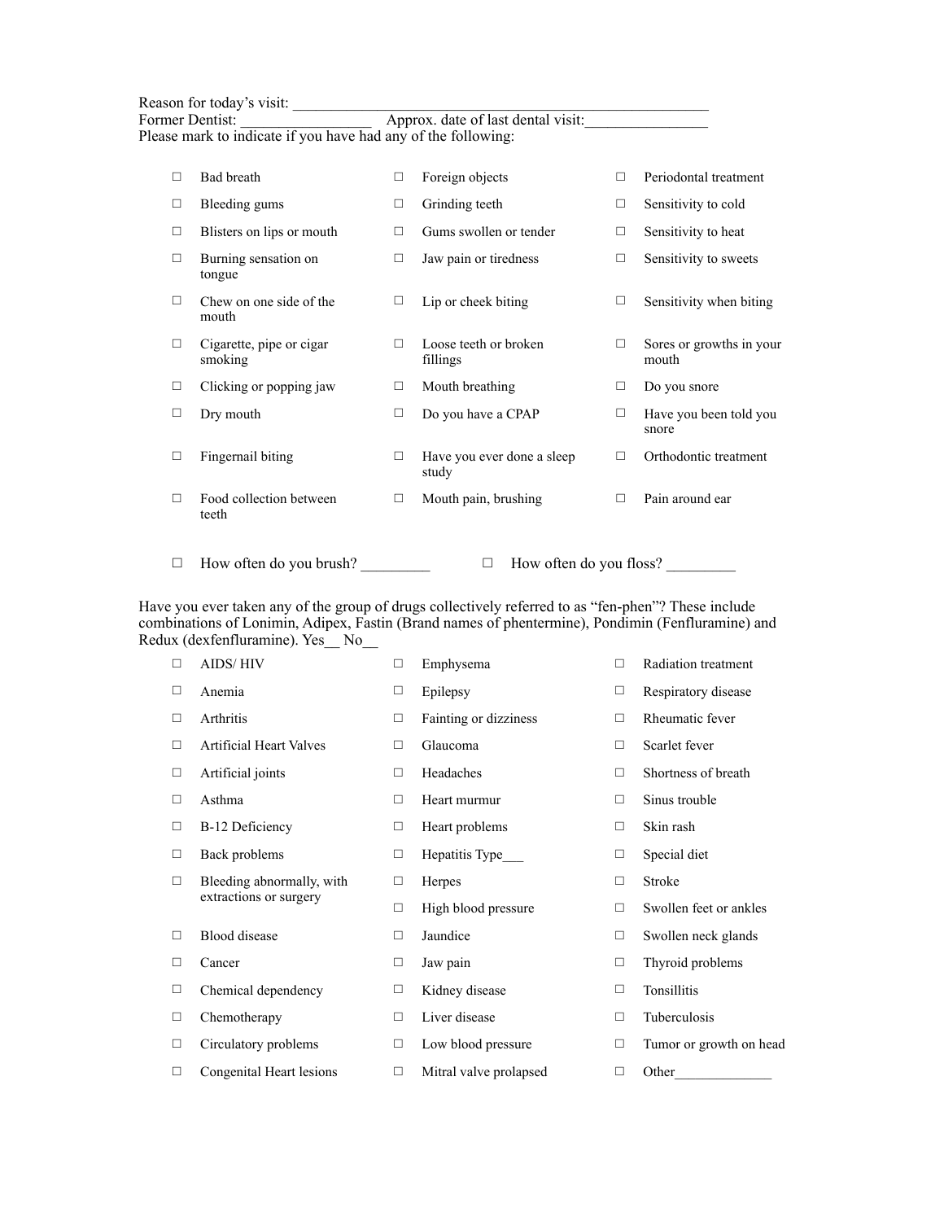Reason for today's visit: ___________________________________________________
Former Dentist: ________________ Approx. date of last dental visit:_______________
Please mark to indicate if you have had any of the following:

| | | |
|---|---|---|
| ☐ Bad breath | ☐ Foreign objects | ☐ Periodontal treatment |
| ☐ Bleeding gums | ☐ Grinding teeth | ☐ Sensitivity to cold |
| ☐ Blisters on lips or mouth | ☐ Gums swollen or tender | ☐ Sensitivity to heat |
| ☐ Burning sensation on tongue | ☐ Jaw pain or tiredness | ☐ Sensitivity to sweets |
| ☐ Chew on one side of the mouth | ☐ Lip or cheek biting | ☐ Sensitivity when biting |
| ☐ Cigarette, pipe or cigar smoking | ☐ Loose teeth or broken fillings | ☐ Sores or growths in your mouth |
| ☐ Clicking or popping jaw | ☐ Mouth breathing | ☐ Do you snore |
| ☐ Dry mouth | ☐ Do you have a CPAP | ☐ Have you been told you snore |
| ☐ Fingernail biting | ☐ Have you ever done a sleep study | ☐ Orthodontic treatment |
| ☐ Food collection between teeth | ☐ Mouth pain, brushing | ☐ Pain around ear |

☐ How often do you brush? _________ ☐ How often do you floss? _________

Have you ever taken any of the group of drugs collectively referred to as "fen-phen"? These include combinations of Lonimin, Adipex, Fastin (Brand names of phentermine), Pondimin (Fenfluramine) and Redux (dexfenfluramine). Yes__ No__

| | | |
|---|---|---|
| ☐ AIDS/ HIV | ☐ Emphysema | ☐ Radiation treatment |
| ☐ Anemia | ☐ Epilepsy | ☐ Respiratory disease |
| ☐ Arthritis | ☐ Fainting or dizziness | ☐ Rheumatic fever |
| ☐ Artificial Heart Valves | ☐ Glaucoma | ☐ Scarlet fever |
| ☐ Artificial joints | ☐ Headaches | ☐ Shortness of breath |
| ☐ Asthma | ☐ Heart murmur | ☐ Sinus trouble |
| ☐ B-12 Deficiency | ☐ Heart problems | ☐ Skin rash |
| ☐ Back problems | ☐ Hepatitis Type___ | ☐ Special diet |
| ☐ Bleeding abnormally, with extractions or surgery | ☐ Herpes | ☐ Stroke |
| | ☐ High blood pressure | ☐ Swollen feet or ankles |
| ☐ Blood disease | ☐ Jaundice | ☐ Swollen neck glands |
| ☐ Cancer | ☐ Jaw pain | ☐ Thyroid problems |
| ☐ Chemical dependency | ☐ Kidney disease | ☐ Tonsillitis |
| ☐ Chemotherapy | ☐ Liver disease | ☐ Tuberculosis |
| ☐ Circulatory problems | ☐ Low blood pressure | ☐ Tumor or growth on head |
| ☐ Congenital Heart lesions | ☐ Mitral valve prolapsed | ☐ Other_____________ |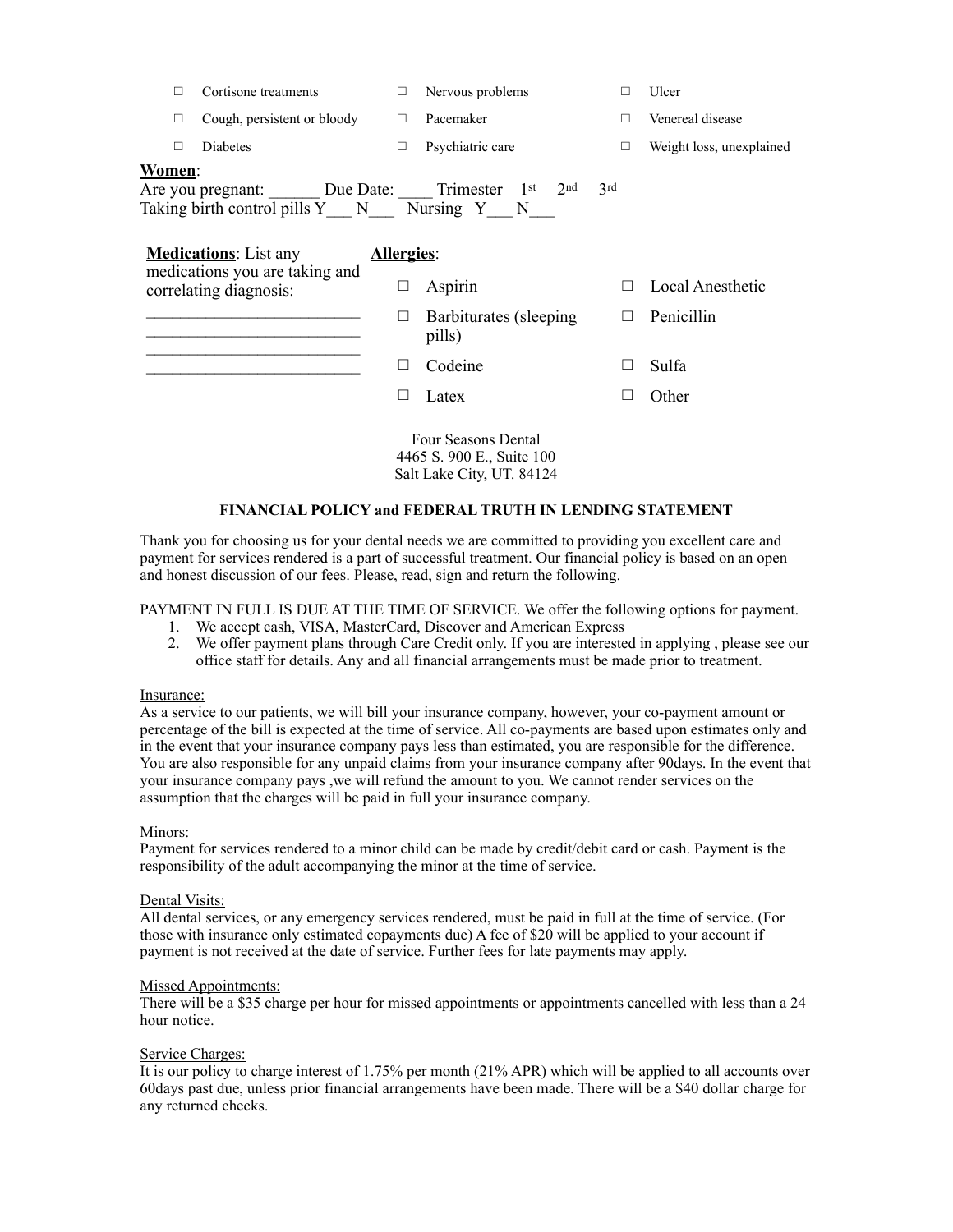| | | | | | |
|---|---|---|---|---|---|
| ☐ | Cortisone treatments | ☐ | Nervous problems | ☐ | Ulcer |
| ☐ | Cough, persistent or bloody | ☐ | Pacemaker | ☐ | Venereal disease |
| ☐ | Diabetes | ☐ | Psychiatric care | ☐ | Weight loss, unexplained |

**Women**:
Are you pregnant: ______ Due Date: ____ Trimester 1st 2nd 3rd
Taking birth control pills Y___ N___ Nursing Y___ N___

**Medications**: List any medications you are taking and correlating diagnosis:

_________________________
_________________________
_________________________
_________________________

**Allergies**:

| | | | |
|---|---|---|---|
| ☐ | Aspirin | ☐ | Local Anesthetic |
| ☐ | Barbiturates (sleeping pills) | ☐ | Penicillin |
| ☐ | Codeine | ☐ | Sulfa |
| ☐ | Latex | ☐ | Other |

Four Seasons Dental
4465 S. 900 E., Suite 100
Salt Lake City, UT. 84124

**FINANCIAL POLICY and FEDERAL TRUTH IN LENDING STATEMENT**

Thank you for choosing us for your dental needs we are committed to providing you excellent care and payment for services rendered is a part of successful treatment. Our financial policy is based on an open and honest discussion of our fees. Please, read, sign and return the following.

PAYMENT IN FULL IS DUE AT THE TIME OF SERVICE. We offer the following options for payment.

1. We accept cash, VISA, MasterCard, Discover and American Express
2. We offer payment plans through Care Credit only. If you are interested in applying , please see our office staff for details. Any and all financial arrangements must be made prior to treatment.

Insurance:
As a service to our patients, we will bill your insurance company, however, your co-payment amount or percentage of the bill is expected at the time of service. All co-payments are based upon estimates only and in the event that your insurance company pays less than estimated, you are responsible for the difference. You are also responsible for any unpaid claims from your insurance company after 90days. In the event that your insurance company pays ,we will refund the amount to you. We cannot render services on the assumption that the charges will be paid in full your insurance company.

Minors:
Payment for services rendered to a minor child can be made by credit/debit card or cash. Payment is the responsibility of the adult accompanying the minor at the time of service.

Dental Visits:
All dental services, or any emergency services rendered, must be paid in full at the time of service. (For those with insurance only estimated copayments due) A fee of $20 will be applied to your account if payment is not received at the date of service. Further fees for late payments may apply.

Missed Appointments:
There will be a $35 charge per hour for missed appointments or appointments cancelled with less than a 24 hour notice.

Service Charges:
It is our policy to charge interest of 1.75% per month (21% APR) which will be applied to all accounts over 60days past due, unless prior financial arrangements have been made. There will be a $40 dollar charge for any returned checks.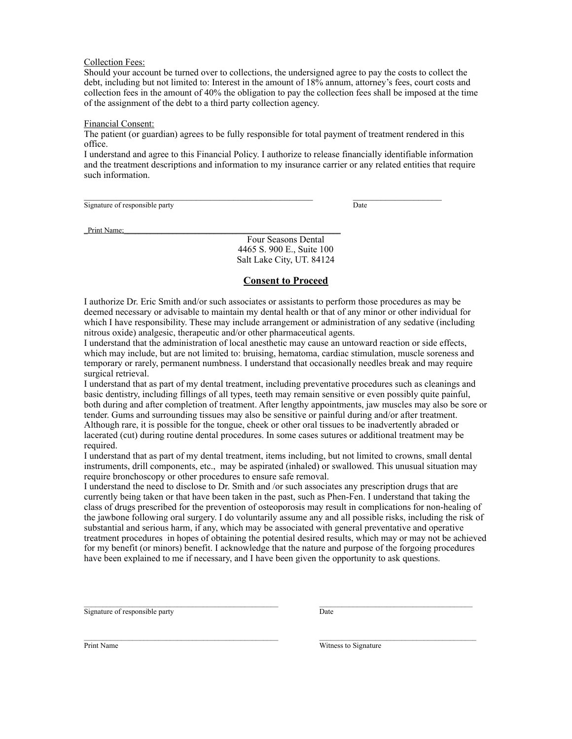Collection Fees:
Should your account be turned over to collections, the undersigned agree to pay the costs to collect the debt, including but not limited to: Interest in the amount of 18% annum, attorney's fees, court costs and collection fees in the amount of 40% the obligation to pay the collection fees shall be imposed at the time of the assignment of the debt to a third party collection agency.

Financial Consent:
The patient (or guardian) agrees to be fully responsible for total payment of treatment rendered in this office.
I understand and agree to this Financial Policy. I authorize to release financially identifiable information and the treatment descriptions and information to my insurance carrier or any related entities that require such information.

___________________________________________________ ____________________
Signature of responsible party Date

Print Name:_______________________________________________

Four Seasons Dental
4465 S. 900 E., Suite 100
Salt Lake City, UT. 84124

## Consent to Proceed

I authorize Dr. Eric Smith and/or such associates or assistants to perform those procedures as may be deemed necessary or advisable to maintain my dental health or that of any minor or other individual for which I have responsibility. These may include arrangement or administration of any sedative (including nitrous oxide) analgesic, therapeutic and/or other pharmaceutical agents.
I understand that the administration of local anesthetic may cause an untoward reaction or side effects, which may include, but are not limited to: bruising, hematoma, cardiac stimulation, muscle soreness and temporary or rarely, permanent numbness. I understand that occasionally needles break and may require surgical retrieval.
I understand that as part of my dental treatment, including preventative procedures such as cleanings and basic dentistry, including fillings of all types, teeth may remain sensitive or even possibly quite painful, both during and after completion of treatment. After lengthy appointments, jaw muscles may also be sore or tender. Gums and surrounding tissues may also be sensitive or painful during and/or after treatment. Although rare, it is possible for the tongue, cheek or other oral tissues to be inadvertently abraded or lacerated (cut) during routine dental procedures. In some cases sutures or additional treatment may be required.
I understand that as part of my dental treatment, items including, but not limited to crowns, small dental instruments, drill components, etc., may be aspirated (inhaled) or swallowed. This unusual situation may require bronchoscopy or other procedures to ensure safe removal.
I understand the need to disclose to Dr. Smith and /or such associates any prescription drugs that are currently being taken or that have been taken in the past, such as Phen-Fen. I understand that taking the class of drugs prescribed for the prevention of osteoporosis may result in complications for non-healing of the jawbone following oral surgery. I do voluntarily assume any and all possible risks, including the risk of substantial and serious harm, if any, which may be associated with general preventative and operative treatment procedures in hopes of obtaining the potential desired results, which may or may not be achieved for my benefit (or minors) benefit. I acknowledge that the nature and purpose of the forgoing procedures have been explained to me if necessary, and I have been given the opportunity to ask questions.

_____________________________________________ _____________________________________
Signature of responsible party Date

_____________________________________________ _____________________________________
Print Name Witness to Signature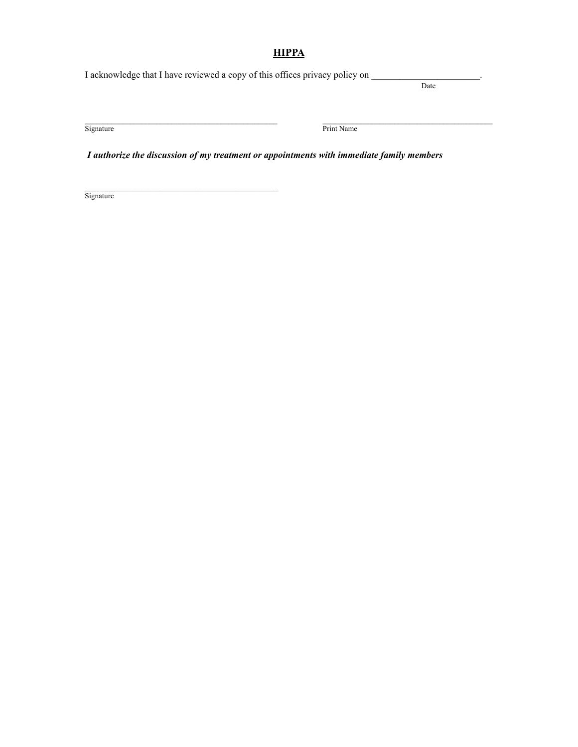# HIPPA

I acknowledge that I have reviewed a copy of this offices privacy policy on _______________________.
Date

_______________________________________________ _________________________________________
Signature Print Name

***I authorize the discussion of my treatment or appointments with immediate family members***

_______________________________________________
Signature